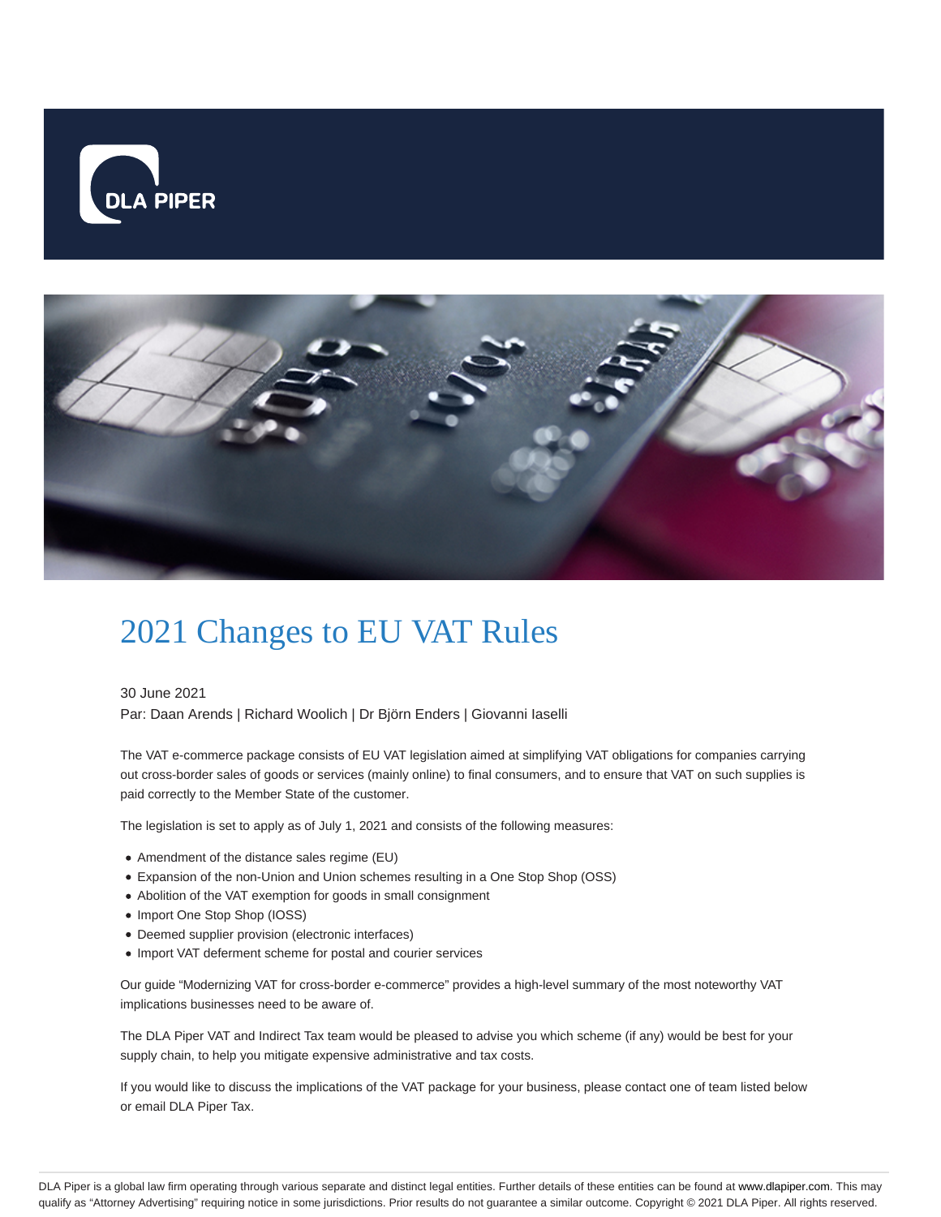# 2021 Changes to EU VAT Rules

30 June 2021

Par: Daan Arends | Richard Woolich | Dr Björn Enders | Giovanni Iaselli

The VAT e-commerce package consists of EU VAT legislation aimed at simplifying VAT obligations for companies carrying out cross-border sales of goods or services (mainly online) to final consumers, and to ensure that VAT on such supplies is paid correctly to the Member State of the customer.

The legislation is set to apply as of July 1, 2021 and consists of the following measures:

- Amendment of the distance sales regime (EU)
- Expansion of the non-Union and Union schemes resulting in a One Stop Shop (OSS)
- Abolition of the VAT exemption for goods in small consignment
- Import One Stop Shop (IOSS)
- Deemed supplier provision (electronic interfaces)
- Import VAT deferment scheme for postal and courier services

Our guide "Modernizing VAT for cross-border e-commerce" provides a high-level summary of the most noteworthy VAT implications businesses need to be aware of.

The DLA Piper VAT and Indirect Tax team would be pleased to advise you which scheme (if any) would be best for your supply chain, to help you mitigate expensive administrative and tax costs.

If you would like to discuss the implications of the VAT package for your business, please contact one of team listed below or email DLA Piper Tax.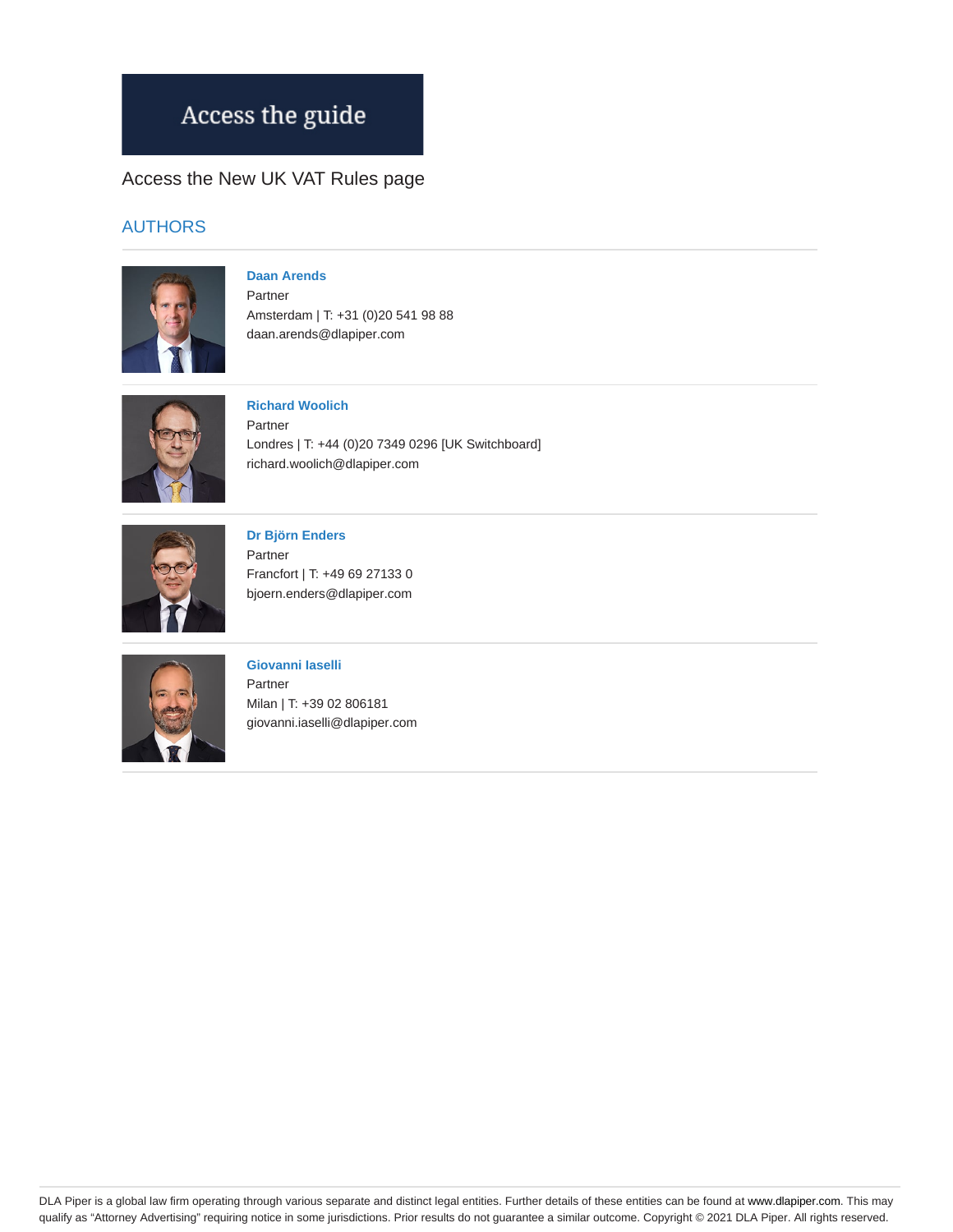Access the guide

Access the New UK VAT Rules page

## AUTHORS

**Daan Arends**
Partner
Amsterdam | T: +31 (0)20 541 98 88
daan.arends@dlapiper.com

**Richard Woolich**
Partner
Londres | T: +44 (0)20 7349 0296 [UK Switchboard]
richard.woolich@dlapiper.com

**Dr Björn Enders**
Partner
Francfort | T: +49 69 27133 0
bjoern.enders@dlapiper.com

**Giovanni Iaselli**
Partner
Milan | T: +39 02 806181
giovanni.iaselli@dlapiper.com

DLA Piper is a global law firm operating through various separate and distinct legal entities. Further details of these entities can be found at www.dlapiper.com. This may qualify as "Attorney Advertising" requiring notice in some jurisdictions. Prior results do not guarantee a similar outcome. Copyright © 2021 DLA Piper. All rights reserved.